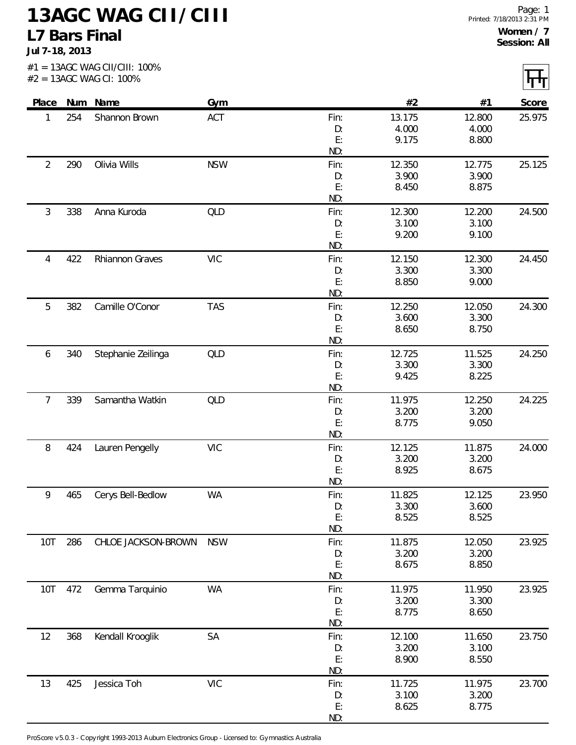# 13AGC WAG CII/CIII

## L7 Bars Final

**Jul 7-18, 2013**

**Women / 7**
**Session: All**

#1 = 13AGC WAG CII/CIII: 100%
#2 = 13AGC WAG CI: 100%

| Place | Num | Name | Gym | | #2 | #1 | Score |
|---|---|---|---|---|---|---|---|
| 1 | 254 | Shannon Brown | ACT | Fin: | 13.175 | 12.800 | 25.975 |
| | | | | D: | 4.000 | 4.000 | |
| | | | | E: | 9.175 | 8.800 | |
| | | | | ND: | | | |
| 2 | 290 | Olivia Wills | NSW | Fin: | 12.350 | 12.775 | 25.125 |
| | | | | D: | 3.900 | 3.900 | |
| | | | | E: | 8.450 | 8.875 | |
| | | | | ND: | | | |
| 3 | 338 | Anna Kuroda | QLD | Fin: | 12.300 | 12.200 | 24.500 |
| | | | | D: | 3.100 | 3.100 | |
| | | | | E: | 9.200 | 9.100 | |
| | | | | ND: | | | |
| 4 | 422 | Rhiannon Graves | VIC | Fin: | 12.150 | 12.300 | 24.450 |
| | | | | D: | 3.300 | 3.300 | |
| | | | | E: | 8.850 | 9.000 | |
| | | | | ND: | | | |
| 5 | 382 | Camille O'Conor | TAS | Fin: | 12.250 | 12.050 | 24.300 |
| | | | | D: | 3.600 | 3.300 | |
| | | | | E: | 8.650 | 8.750 | |
| | | | | ND: | | | |
| 6 | 340 | Stephanie Zeilinga | QLD | Fin: | 12.725 | 11.525 | 24.250 |
| | | | | D: | 3.300 | 3.300 | |
| | | | | E: | 9.425 | 8.225 | |
| | | | | ND: | | | |
| 7 | 339 | Samantha Watkin | QLD | Fin: | 11.975 | 12.250 | 24.225 |
| | | | | D: | 3.200 | 3.200 | |
| | | | | E: | 8.775 | 9.050 | |
| | | | | ND: | | | |
| 8 | 424 | Lauren Pengelly | VIC | Fin: | 12.125 | 11.875 | 24.000 |
| | | | | D: | 3.200 | 3.200 | |
| | | | | E: | 8.925 | 8.675 | |
| | | | | ND: | | | |
| 9 | 465 | Cerys Bell-Bedlow | WA | Fin: | 11.825 | 12.125 | 23.950 |
| | | | | D: | 3.300 | 3.600 | |
| | | | | E: | 8.525 | 8.525 | |
| | | | | ND: | | | |
| 10T | 286 | CHLOE JACKSON-BROWN | NSW | Fin: | 11.875 | 12.050 | 23.925 |
| | | | | D: | 3.200 | 3.200 | |
| | | | | E: | 8.675 | 8.850 | |
| | | | | ND: | | | |
| 10T | 472 | Gemma Tarquinio | WA | Fin: | 11.975 | 11.950 | 23.925 |
| | | | | D: | 3.200 | 3.300 | |
| | | | | E: | 8.775 | 8.650 | |
| | | | | ND: | | | |
| 12 | 368 | Kendall Krooglik | SA | Fin: | 12.100 | 11.650 | 23.750 |
| | | | | D: | 3.200 | 3.100 | |
| | | | | E: | 8.900 | 8.550 | |
| | | | | ND: | | | |
| 13 | 425 | Jessica Toh | VIC | Fin: | 11.725 | 11.975 | 23.700 |
| | | | | D: | 3.100 | 3.200 | |
| | | | | E: | 8.625 | 8.775 | |
| | | | | ND: | | | |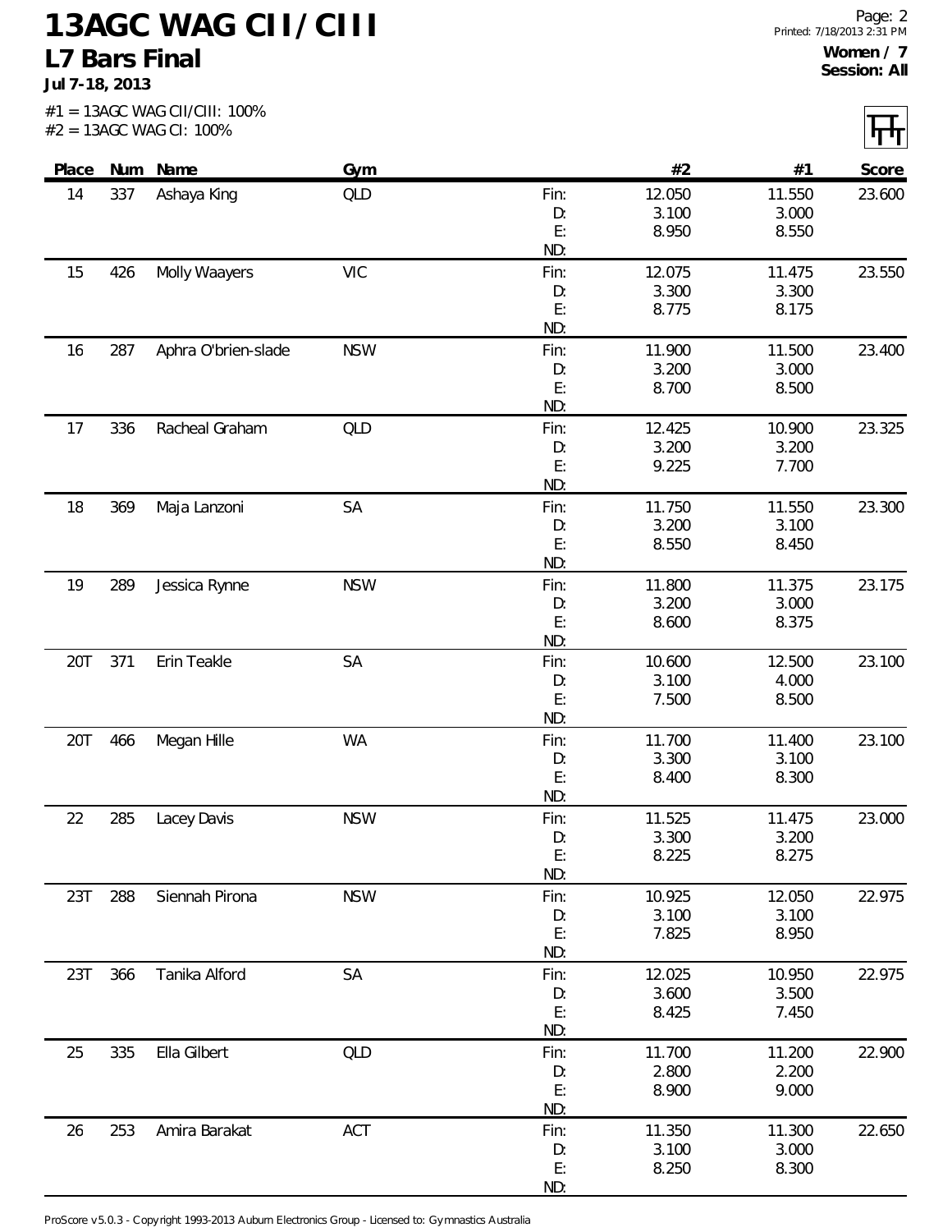# 13AGC WAG CII / CIII

## L7 Bars Final

**Jul 7-18, 2013**

**Women / 7**
**Session: All**

#1 = 13AGC WAG CII/CIII: 100%
#2 = 13AGC WAG CI: 100%

| Place | Num | Name | Gym | | #2 | #1 | Score |
|---|---|---|---|---|---|---|---|
| 14 | 337 | Ashaya King | QLD | Fin: | 12.050 | 11.550 | 23.600 |
| | | | | D: | 3.100 | 3.000 | |
| | | | | E: | 8.950 | 8.550 | |
| | | | | ND: | | | |
| 15 | 426 | Molly Waayers | VIC | Fin: | 12.075 | 11.475 | 23.550 |
| | | | | D: | 3.300 | 3.300 | |
| | | | | E: | 8.775 | 8.175 | |
| | | | | ND: | | | |
| 16 | 287 | Aphra O'brien-slade | NSW | Fin: | 11.900 | 11.500 | 23.400 |
| | | | | D: | 3.200 | 3.000 | |
| | | | | E: | 8.700 | 8.500 | |
| | | | | ND: | | | |
| 17 | 336 | Racheal Graham | QLD | Fin: | 12.425 | 10.900 | 23.325 |
| | | | | D: | 3.200 | 3.200 | |
| | | | | E: | 9.225 | 7.700 | |
| | | | | ND: | | | |
| 18 | 369 | Maja Lanzoni | SA | Fin: | 11.750 | 11.550 | 23.300 |
| | | | | D: | 3.200 | 3.100 | |
| | | | | E: | 8.550 | 8.450 | |
| | | | | ND: | | | |
| 19 | 289 | Jessica Rynne | NSW | Fin: | 11.800 | 11.375 | 23.175 |
| | | | | D: | 3.200 | 3.000 | |
| | | | | E: | 8.600 | 8.375 | |
| | | | | ND: | | | |
| 20T | 371 | Erin Teakle | SA | Fin: | 10.600 | 12.500 | 23.100 |
| | | | | D: | 3.100 | 4.000 | |
| | | | | E: | 7.500 | 8.500 | |
| | | | | ND: | | | |
| 20T | 466 | Megan Hille | WA | Fin: | 11.700 | 11.400 | 23.100 |
| | | | | D: | 3.300 | 3.100 | |
| | | | | E: | 8.400 | 8.300 | |
| | | | | ND: | | | |
| 22 | 285 | Lacey Davis | NSW | Fin: | 11.525 | 11.475 | 23.000 |
| | | | | D: | 3.300 | 3.200 | |
| | | | | E: | 8.225 | 8.275 | |
| | | | | ND: | | | |
| 23T | 288 | Siennah Pirona | NSW | Fin: | 10.925 | 12.050 | 22.975 |
| | | | | D: | 3.100 | 3.100 | |
| | | | | E: | 7.825 | 8.950 | |
| | | | | ND: | | | |
| 23T | 366 | Tanika Alford | SA | Fin: | 12.025 | 10.950 | 22.975 |
| | | | | D: | 3.600 | 3.500 | |
| | | | | E: | 8.425 | 7.450 | |
| | | | | ND: | | | |
| 25 | 335 | Ella Gilbert | QLD | Fin: | 11.700 | 11.200 | 22.900 |
| | | | | D: | 2.800 | 2.200 | |
| | | | | E: | 8.900 | 9.000 | |
| | | | | ND: | | | |
| 26 | 253 | Amira Barakat | ACT | Fin: | 11.350 | 11.300 | 22.650 |
| | | | | D: | 3.100 | 3.000 | |
| | | | | E: | 8.250 | 8.300 | |
| | | | | ND: | | | |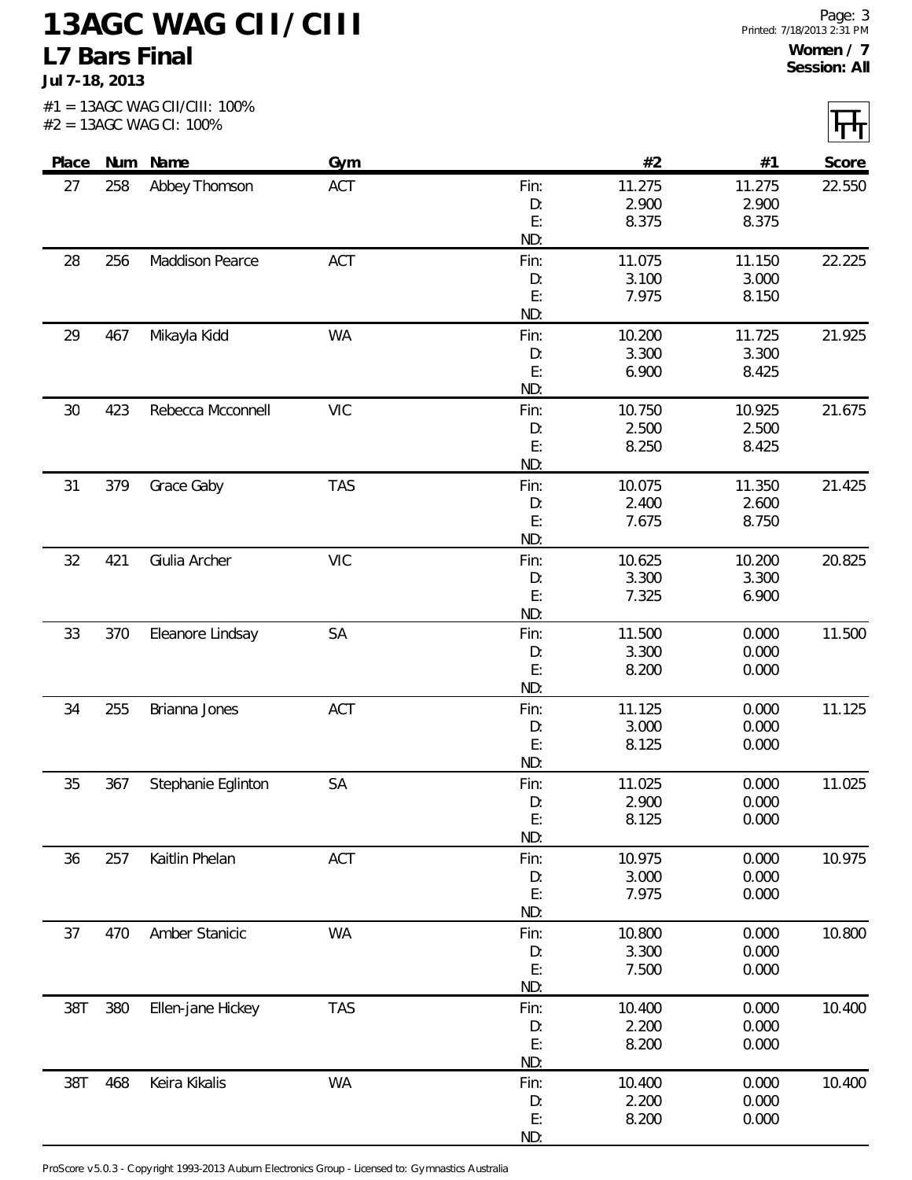# 13AGC WAG CII/CIII

## L7 Bars Final

**Jul 7-18, 2013**

**Women / 7**
**Session: All**

#1 = 13AGC WAG CII/CIII: 100%
#2 = 13AGC WAG CI: 100%

| Place | Num | Name | Gym | | #2 | #1 | Score |
|---|---|---|---|---|---|---|---|
| 27 | 258 | Abbey Thomson | ACT | Fin: | 11.275 | 11.275 | 22.550 |
| | | | | D: | 2.900 | 2.900 | |
| | | | | E: | 8.375 | 8.375 | |
| | | | | ND: | | | |
| 28 | 256 | Maddison Pearce | ACT | Fin: | 11.075 | 11.150 | 22.225 |
| | | | | D: | 3.100 | 3.000 | |
| | | | | E: | 7.975 | 8.150 | |
| | | | | ND: | | | |
| 29 | 467 | Mikayla Kidd | WA | Fin: | 10.200 | 11.725 | 21.925 |
| | | | | D: | 3.300 | 3.300 | |
| | | | | E: | 6.900 | 8.425 | |
| | | | | ND: | | | |
| 30 | 423 | Rebecca Mcconnell | VIC | Fin: | 10.750 | 10.925 | 21.675 |
| | | | | D: | 2.500 | 2.500 | |
| | | | | E: | 8.250 | 8.425 | |
| | | | | ND: | | | |
| 31 | 379 | Grace Gaby | TAS | Fin: | 10.075 | 11.350 | 21.425 |
| | | | | D: | 2.400 | 2.600 | |
| | | | | E: | 7.675 | 8.750 | |
| | | | | ND: | | | |
| 32 | 421 | Giulia Archer | VIC | Fin: | 10.625 | 10.200 | 20.825 |
| | | | | D: | 3.300 | 3.300 | |
| | | | | E: | 7.325 | 6.900 | |
| | | | | ND: | | | |
| 33 | 370 | Eleanore Lindsay | SA | Fin: | 11.500 | 0.000 | 11.500 |
| | | | | D: | 3.300 | 0.000 | |
| | | | | E: | 8.200 | 0.000 | |
| | | | | ND: | | | |
| 34 | 255 | Brianna Jones | ACT | Fin: | 11.125 | 0.000 | 11.125 |
| | | | | D: | 3.000 | 0.000 | |
| | | | | E: | 8.125 | 0.000 | |
| | | | | ND: | | | |
| 35 | 367 | Stephanie Eglinton | SA | Fin: | 11.025 | 0.000 | 11.025 |
| | | | | D: | 2.900 | 0.000 | |
| | | | | E: | 8.125 | 0.000 | |
| | | | | ND: | | | |
| 36 | 257 | Kaitlin Phelan | ACT | Fin: | 10.975 | 0.000 | 10.975 |
| | | | | D: | 3.000 | 0.000 | |
| | | | | E: | 7.975 | 0.000 | |
| | | | | ND: | | | |
| 37 | 470 | Amber Stanicic | WA | Fin: | 10.800 | 0.000 | 10.800 |
| | | | | D: | 3.300 | 0.000 | |
| | | | | E: | 7.500 | 0.000 | |
| | | | | ND: | | | |
| 38T | 380 | Ellen-jane Hickey | TAS | Fin: | 10.400 | 0.000 | 10.400 |
| | | | | D: | 2.200 | 0.000 | |
| | | | | E: | 8.200 | 0.000 | |
| | | | | ND: | | | |
| 38T | 468 | Keira Kikalis | WA | Fin: | 10.400 | 0.000 | 10.400 |
| | | | | D: | 2.200 | 0.000 | |
| | | | | E: | 8.200 | 0.000 | |
| | | | | ND: | | | |

ProScore v5.0.3 - Copyright 1993-2013 Auburn Electronics Group - Licensed to: Gymnastics Australia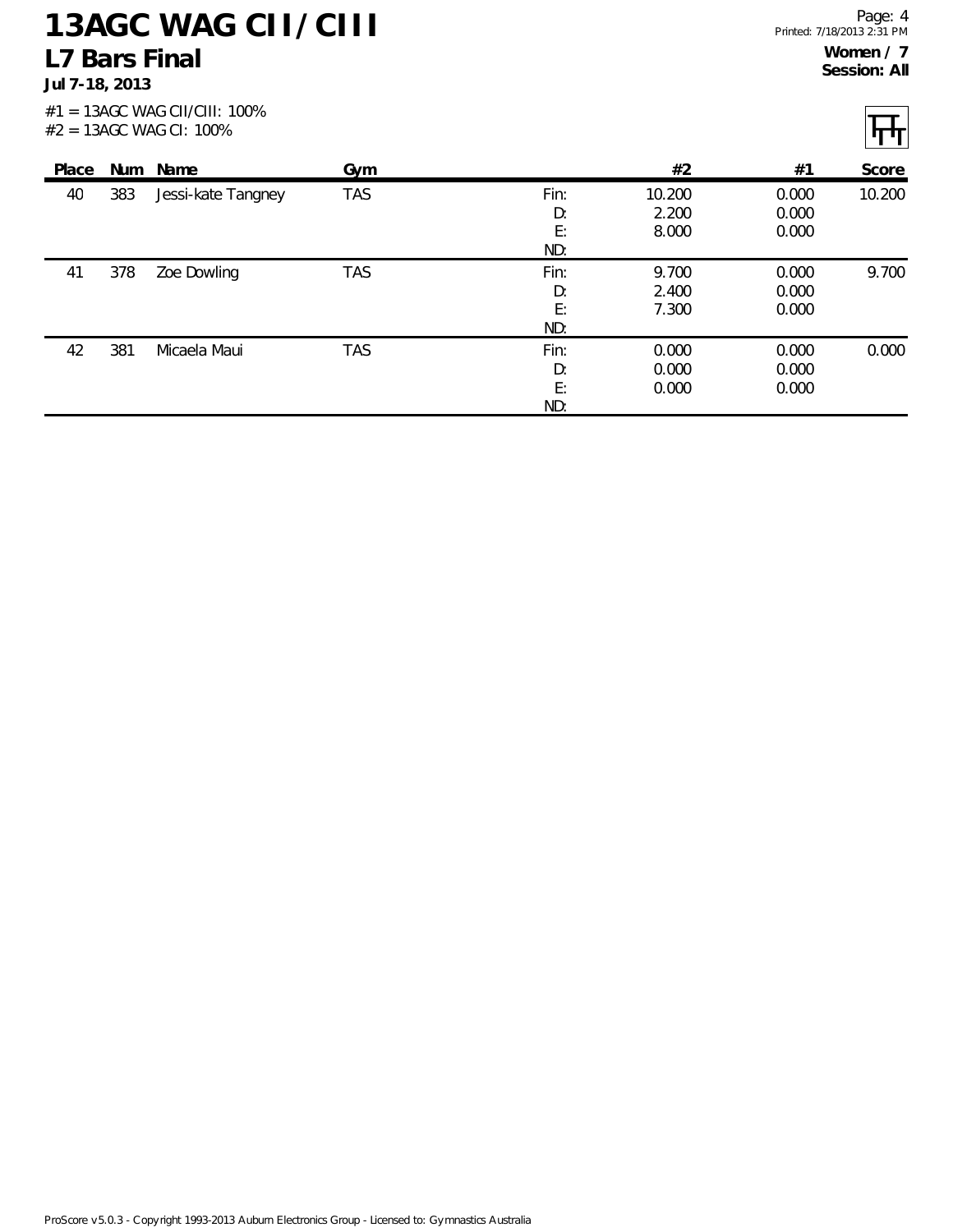# 13AGC WAG CII/CIII

## L7 Bars Final

**Jul 7-18, 2013**

**Women / 7**
**Session: All**

#1 = 13AGC WAG CII/CIII: 100%
#2 = 13AGC WAG CI: 100%

| Place | Num | Name | Gym | | #2 | #1 | Score |
|---|---|---|---|---|---|---|---|
| 40 | 383 | Jessi-kate Tangney | TAS | Fin: | 10.200 | 0.000 | 10.200 |
| | | | | D: | 2.200 | 0.000 | |
| | | | | E: | 8.000 | 0.000 | |
| | | | | ND: | | | |
| 41 | 378 | Zoe Dowling | TAS | Fin: | 9.700 | 0.000 | 9.700 |
| | | | | D: | 2.400 | 0.000 | |
| | | | | E: | 7.300 | 0.000 | |
| | | | | ND: | | | |
| 42 | 381 | Micaela Maui | TAS | Fin: | 0.000 | 0.000 | 0.000 |
| | | | | D: | 0.000 | 0.000 | |
| | | | | E: | 0.000 | 0.000 | |
| | | | | ND: | | | |

ProScore v5.0.3 - Copyright 1993-2013 Auburn Electronics Group - Licensed to: Gymnastics Australia